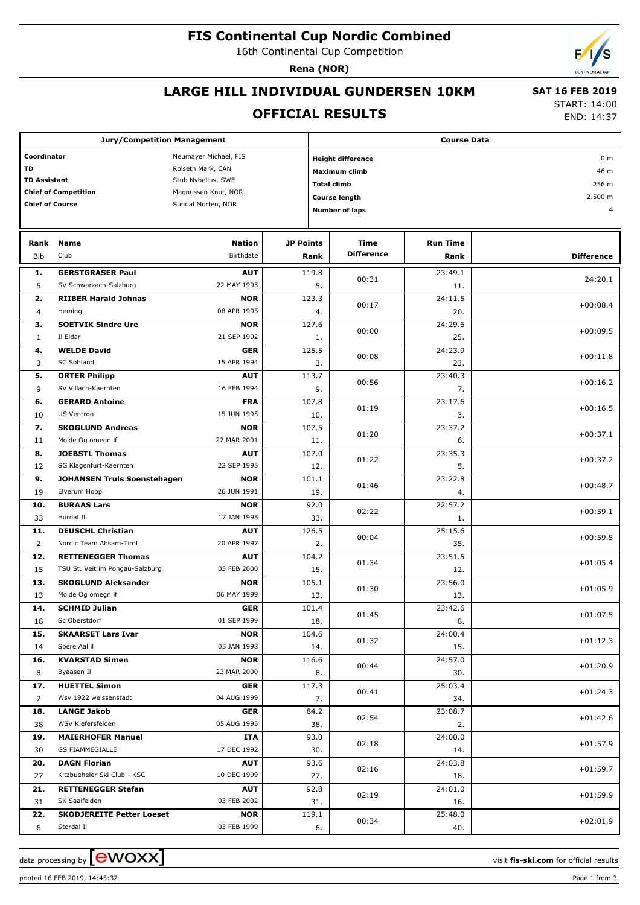# FIS Continental Cup Nordic Combined

16th Continental Cup Competition

**Rena (NOR)**

## LARGE HILL INDIVIDUAL GUNDERSEN 10KM

## OFFICIAL RESULTS

**SAT 16 FEB 2019**

START: 14:00

END: 14:37

| Jury/Competition Management | |
|---|---|
| Coordinator | Neumayer Michael, FIS |
| TD | Rolseth Mark, CAN |
| TD Assistant | Stub Nybelius, SWE |
| Chief of Competition | Magnussen Knut, NOR |
| Chief of Course | Sundal Morten, NOR |

| Course Data | |
|---|---|
| Height difference | 0 m |
| Maximum climb | 46 m |
| Total climb | 256 m |
| Course length | 2.500 m |
| Number of laps | 4 |

| Rank | Bib | Name | Club | Nation | Birthdate | JP Points | JP Rank | Time Difference | Run Time | Run Time Rank | Difference |
|---|---|---|---|---|---|---|---|---|---|---|---|
| 1. | 5 | GERSTGRASER Paul | SV Schwarzach-Salzburg | AUT | 22 MAY 1995 | 119.8 | 5. | 00:31 | 23:49.1 | 11. | 24:20.1 |
| 2. | 4 | RIIBER Harald Johnas | Heming | NOR | 08 APR 1995 | 123.3 | 4. | 00:17 | 24:11.5 | 20. | +00:08.4 |
| 3. | 1 | SOETVIK Sindre Ure | Il Eldar | NOR | 21 SEP 1992 | 127.6 | 1. | 00:00 | 24:29.6 | 25. | +00:09.5 |
| 4. | 3 | WELDE David | SC Sohland | GER | 15 APR 1994 | 125.5 | 3. | 00:08 | 24:23.9 | 23. | +00:11.8 |
| 5. | 9 | ORTER Philipp | SV Villach-Kaernten | AUT | 16 FEB 1994 | 113.7 | 9. | 00:56 | 23:40.3 | 7. | +00:16.2 |
| 6. | 10 | GERARD Antoine | US Ventron | FRA | 15 JUN 1995 | 107.8 | 10. | 01:19 | 23:17.6 | 3. | +00:16.5 |
| 7. | 11 | SKOGLUND Andreas | Molde Og omegn if | NOR | 22 MAR 2001 | 107.5 | 11. | 01:20 | 23:37.2 | 6. | +00:37.1 |
| 8. | 12 | JOEBSTL Thomas | SG Klagenfurt-Kaernten | AUT | 22 SEP 1995 | 107.0 | 12. | 01:22 | 23:35.3 | 5. | +00:37.2 |
| 9. | 19 | JOHANSEN Truls Soenstehagen | Elverum Hopp | NOR | 26 JUN 1991 | 101.1 | 19. | 01:46 | 23:22.8 | 4. | +00:48.7 |
| 10. | 33 | BURAAS Lars | Hurdal Il | NOR | 17 JAN 1995 | 92.0 | 33. | 02:22 | 22:57.2 | 1. | +00:59.1 |
| 11. | 2 | DEUSCHL Christian | Nordic Team Absam-Tirol | AUT | 20 APR 1997 | 126.5 | 2. | 00:04 | 25:15.6 | 35. | +00:59.5 |
| 12. | 15 | RETTENEGGER Thomas | TSU St. Veit im Pongau-Salzburg | AUT | 05 FEB 2000 | 104.2 | 15. | 01:34 | 23:51.5 | 12. | +01:05.4 |
| 13. | 13 | SKOGLUND Aleksander | Molde Og omegn if | NOR | 06 MAY 1999 | 105.1 | 13. | 01:30 | 23:56.0 | 13. | +01:05.9 |
| 14. | 18 | SCHMID Julian | Sc Oberstdorf | GER | 01 SEP 1999 | 101.4 | 18. | 01:45 | 23:42.6 | 8. | +01:07.5 |
| 15. | 14 | SKAARSET Lars Ivar | Soere Aal il | NOR | 05 JAN 1998 | 104.6 | 14. | 01:32 | 24:00.4 | 15. | +01:12.3 |
| 16. | 8 | KVARSTAD Simen | Byaasen Il | NOR | 23 MAR 2000 | 116.6 | 8. | 00:44 | 24:57.0 | 30. | +01:20.9 |
| 17. | 7 | HUETTEL Simon | Wsv 1922 weissenstadt | GER | 04 AUG 1999 | 117.3 | 7. | 00:41 | 25:03.4 | 34. | +01:24.3 |
| 18. | 38 | LANGE Jakob | WSV Kiefersfelden | GER | 05 AUG 1995 | 84.2 | 38. | 02:54 | 23:08.7 | 2. | +01:42.6 |
| 19. | 30 | MAIERHOFER Manuel | GS FIAMMEGIALLE | ITA | 17 DEC 1992 | 93.0 | 30. | 02:18 | 24:00.0 | 14. | +01:57.9 |
| 20. | 27 | DAGN Florian | Kitzbueheler Ski Club - KSC | AUT | 10 DEC 1999 | 93.6 | 27. | 02:16 | 24:03.8 | 18. | +01:59.7 |
| 21. | 31 | RETTENEGGER Stefan | SK Saalfelden | AUT | 03 FEB 2002 | 92.8 | 31. | 02:19 | 24:01.0 | 16. | +01:59.9 |
| 22. | 6 | SKODJEREITE Petter Loeset | Stordal Il | NOR | 03 FEB 1999 | 119.1 | 6. | 00:34 | 25:48.0 | 40. | +02:01.9 |

data processing by ewoxx — visit fis-ski.com for official results

printed 16 FEB 2019, 14:45:32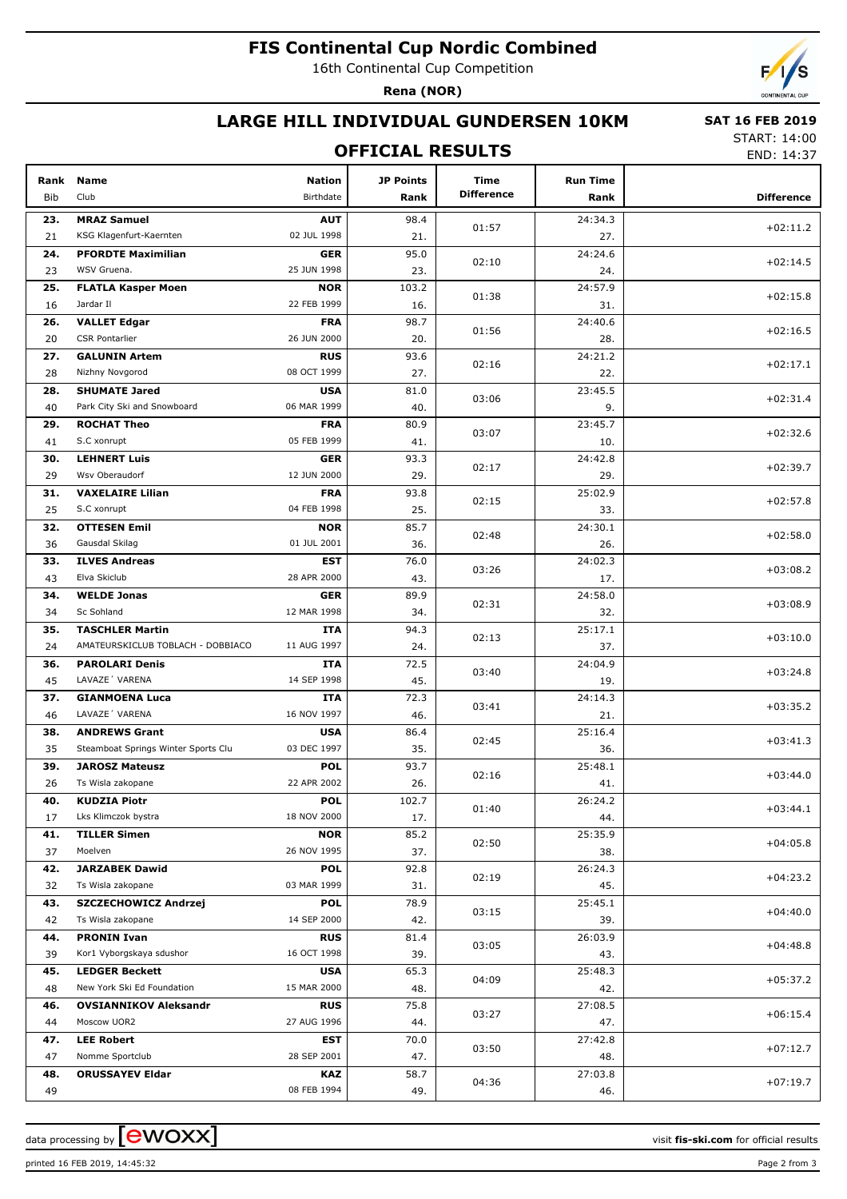# FIS Continental Cup Nordic Combined

16th Continental Cup Competition

**Rena (NOR)**

## LARGE HILL INDIVIDUAL GUNDERSEN 10KM

**SAT 16 FEB 2019**

START: 14:00
END: 14:37

## OFFICIAL RESULTS

| Rank | Bib | Name | Club | Nation | Birthdate | JP Points | JP Rank | Time Difference | Run Time | Run Rank | Difference |
|---|---|---|---|---|---|---|---|---|---|---|---|
| 23. | 21 | **MRAZ Samuel** | KSG Klagenfurt-Kaernten | **AUT** | 02 JUL 1998 | 98.4 | 21. | 01:57 | 24:34.3 | 27. | +02:11.2 |
| 24. | 23 | **PFORDTE Maximilian** | WSV Gruena. | **GER** | 25 JUN 1998 | 95.0 | 23. | 02:10 | 24:24.6 | 24. | +02:14.5 |
| 25. | 16 | **FLATLA Kasper Moen** | Jardar Il | **NOR** | 22 FEB 1999 | 103.2 | 16. | 01:38 | 24:57.9 | 31. | +02:15.8 |
| 26. | 20 | **VALLET Edgar** | CSR Pontarlier | **FRA** | 26 JUN 2000 | 98.7 | 20. | 01:56 | 24:40.6 | 28. | +02:16.5 |
| 27. | 28 | **GALUNIN Artem** | Nizhny Novgorod | **RUS** | 08 OCT 1999 | 93.6 | 27. | 02:16 | 24:21.2 | 22. | +02:17.1 |
| 28. | 40 | **SHUMATE Jared** | Park City Ski and Snowboard | **USA** | 06 MAR 1999 | 81.0 | 40. | 03:06 | 23:45.5 | 9. | +02:31.4 |
| 29. | 41 | **ROCHAT Theo** | S.C xonrupt | **FRA** | 05 FEB 1999 | 80.9 | 41. | 03:07 | 23:45.7 | 10. | +02:32.6 |
| 30. | 29 | **LEHNERT Luis** | Wsv Oberaudorf | **GER** | 12 JUN 2000 | 93.3 | 29. | 02:17 | 24:42.8 | 29. | +02:39.7 |
| 31. | 25 | **VAXELAIRE Lilian** | S.C xonrupt | **FRA** | 04 FEB 1998 | 93.8 | 25. | 02:15 | 25:02.9 | 33. | +02:57.8 |
| 32. | 36 | **OTTESEN Emil** | Gausdal Skilag | **NOR** | 01 JUL 2001 | 85.7 | 36. | 02:48 | 24:30.1 | 26. | +02:58.0 |
| 33. | 43 | **ILVES Andreas** | Elva Skiclub | **EST** | 28 APR 2000 | 76.0 | 43. | 03:26 | 24:02.3 | 17. | +03:08.2 |
| 34. | 34 | **WELDE Jonas** | Sc Sohland | **GER** | 12 MAR 1998 | 89.9 | 34. | 02:31 | 24:58.0 | 32. | +03:08.9 |
| 35. | 24 | **TASCHLER Martin** | AMATEURSKICLUB TOBLACH - DOBBIACO | **ITA** | 11 AUG 1997 | 94.3 | 24. | 02:13 | 25:17.1 | 37. | +03:10.0 |
| 36. | 45 | **PAROLARI Denis** | LAVAZE´ VARENA | **ITA** | 14 SEP 1998 | 72.5 | 45. | 03:40 | 24:04.9 | 19. | +03:24.8 |
| 37. | 46 | **GIANMOENA Luca** | LAVAZE´ VARENA | **ITA** | 16 NOV 1997 | 72.3 | 46. | 03:41 | 24:14.3 | 21. | +03:35.2 |
| 38. | 35 | **ANDREWS Grant** | Steamboat Springs Winter Sports Clu | **USA** | 03 DEC 1997 | 86.4 | 35. | 02:45 | 25:16.4 | 36. | +03:41.3 |
| 39. | 26 | **JAROSZ Mateusz** | Ts Wisla zakopane | **POL** | 22 APR 2002 | 93.7 | 26. | 02:16 | 25:48.1 | 41. | +03:44.0 |
| 40. | 17 | **KUDZIA Piotr** | Lks Klimczok bystra | **POL** | 18 NOV 2000 | 102.7 | 17. | 01:40 | 26:24.2 | 44. | +03:44.1 |
| 41. | 37 | **TILLER Simen** | Moelven | **NOR** | 26 NOV 1995 | 85.2 | 37. | 02:50 | 25:35.9 | 38. | +04:05.8 |
| 42. | 32 | **JARZABEK Dawid** | Ts Wisla zakopane | **POL** | 03 MAR 1999 | 92.8 | 31. | 02:19 | 26:24.3 | 45. | +04:23.2 |
| 43. | 42 | **SZCZECHOWICZ Andrzej** | Ts Wisla zakopane | **POL** | 14 SEP 2000 | 78.9 | 42. | 03:15 | 25:45.1 | 39. | +04:40.0 |
| 44. | 39 | **PRONIN Ivan** | Kor1 Vyborgskaya sdushor | **RUS** | 16 OCT 1998 | 81.4 | 39. | 03:05 | 26:03.9 | 43. | +04:48.8 |
| 45. | 48 | **LEDGER Beckett** | New York Ski Ed Foundation | **USA** | 15 MAR 2000 | 65.3 | 48. | 04:09 | 25:48.3 | 42. | +05:37.2 |
| 46. | 44 | **OVSIANNIKOV Aleksandr** | Moscow UOR2 | **RUS** | 27 AUG 1996 | 75.8 | 44. | 03:27 | 27:08.5 | 47. | +06:15.4 |
| 47. | 47 | **LEE Robert** | Nomme Sportclub | **EST** | 28 SEP 2001 | 70.0 | 47. | 03:50 | 27:42.8 | 48. | +07:12.7 |
| 48. | 49 | **ORUSSAYEV Eldar** | | **KAZ** | 08 FEB 1994 | 58.7 | 49. | 04:36 | 27:03.8 | 46. | +07:19.7 |

data processing by ewoxx — visit **fis-ski.com** for official results

printed 16 FEB 2019, 14:45:32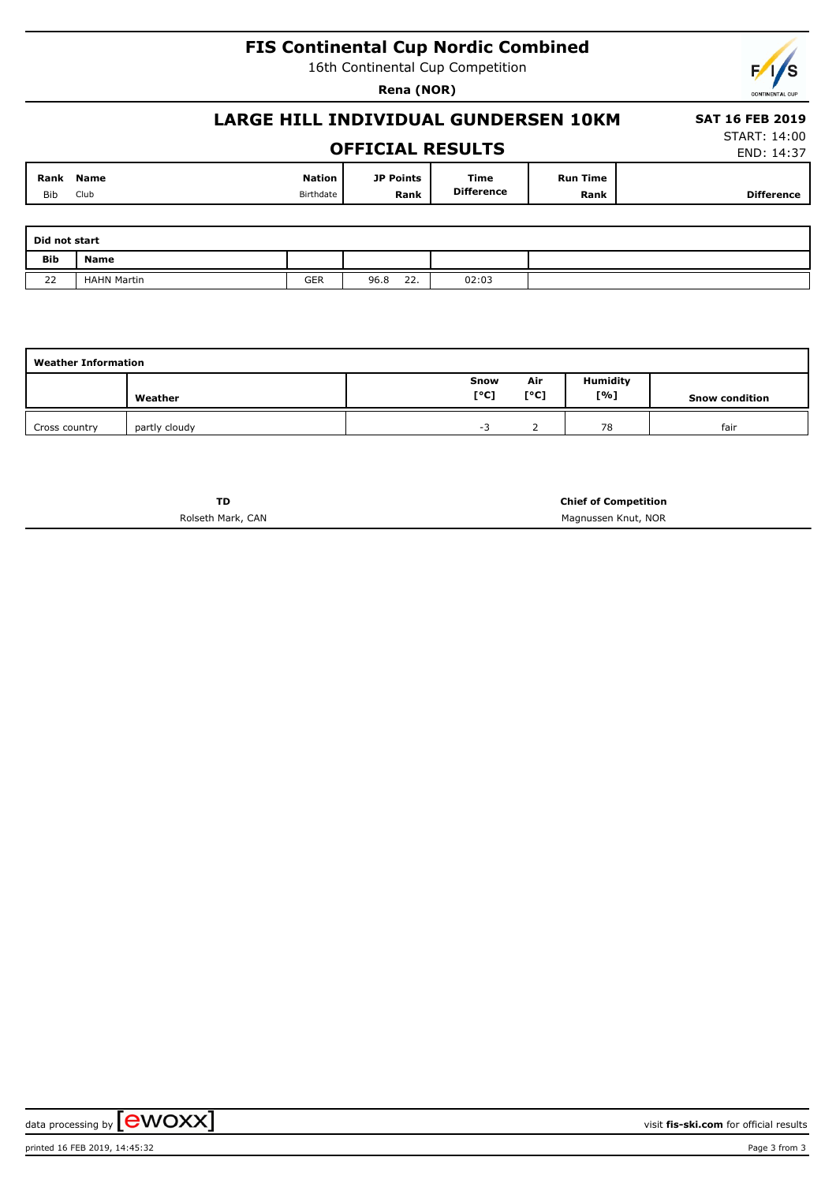# FIS Continental Cup Nordic Combined

16th Continental Cup Competition

**Rena (NOR)**

## LARGE HILL INDIVIDUAL GUNDERSEN 10KM

**SAT 16 FEB 2019**

START: 14:00

END: 14:37

## OFFICIAL RESULTS

| Rank / Bib | Name / Club | Nation / Birthdate | JP Points / Rank | Time Difference | Run Time / Rank | Difference |
|---|---|---|---|---|---|---|

**Did not start**

| Bib | Name | | | | |
|---|---|---|---|---|---|
| 22 | HAHN Martin | GER | 96.8 22. | 02:03 | |

**Weather Information**

| | Weather | Snow [°C] | Air [°C] | Humidity [%] | Snow condition |
|---|---|---|---|---|---|
| Cross country | partly cloudy | -3 | 2 | 78 | fair |

**TD**
Rolseth Mark, CAN

**Chief of Competition**
Magnussen Knut, NOR

data processing by [ewoxx]

visit **fis-ski.com** for official results

printed 16 FEB 2019, 14:45:32